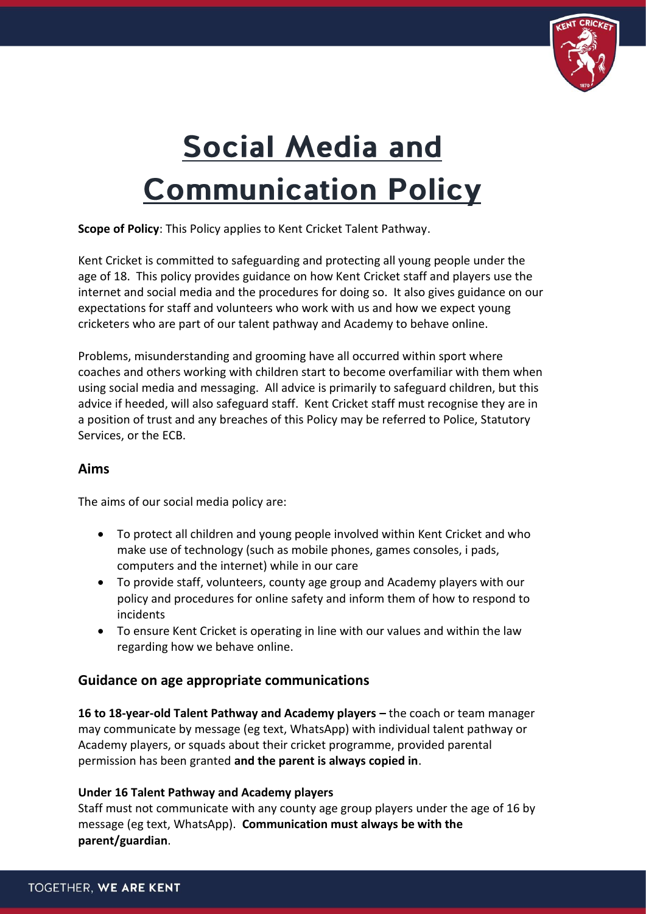# Social Media and Communication Policy

**Scope of Policy**: This Policy applies to Kent Cricket Talent Pathway.

Kent Cricket is committed to safeguarding and protecting all young people under the age of 18. This policy provides guidance on how Kent Cricket staff and players use the internet and social media and the procedures for doing so. It also gives guidance on our expectations for staff and volunteers who work with us and how we expect young cricketers who are part of our talent pathway and Academy to behave online.

Problems, misunderstanding and grooming have all occurred within sport where coaches and others working with children start to become overfamiliar with them when using social media and messaging. All advice is primarily to safeguard children, but this advice if heeded, will also safeguard staff. Kent Cricket staff must recognise they are in a position of trust and any breaches of this Policy may be referred to Police, Statutory Services, or the ECB.

## Aims

The aims of our social media policy are:

- To protect all children and young people involved within Kent Cricket and who make use of technology (such as mobile phones, games consoles, i pads, computers and the internet) while in our care
- To provide staff, volunteers, county age group and Academy players with our policy and procedures for online safety and inform them of how to respond to incidents
- To ensure Kent Cricket is operating in line with our values and within the law regarding how we behave online.

## Guidance on age appropriate communications

**16 to 18-year-old Talent Pathway and Academy players –** the coach or team manager may communicate by message (eg text, WhatsApp) with individual talent pathway or Academy players, or squads about their cricket programme, provided parental permission has been granted **and the parent is always copied in**.

**Under 16 Talent Pathway and Academy players**

Staff must not communicate with any county age group players under the age of 16 by message (eg text, WhatsApp). **Communication must always be with the parent/guardian**.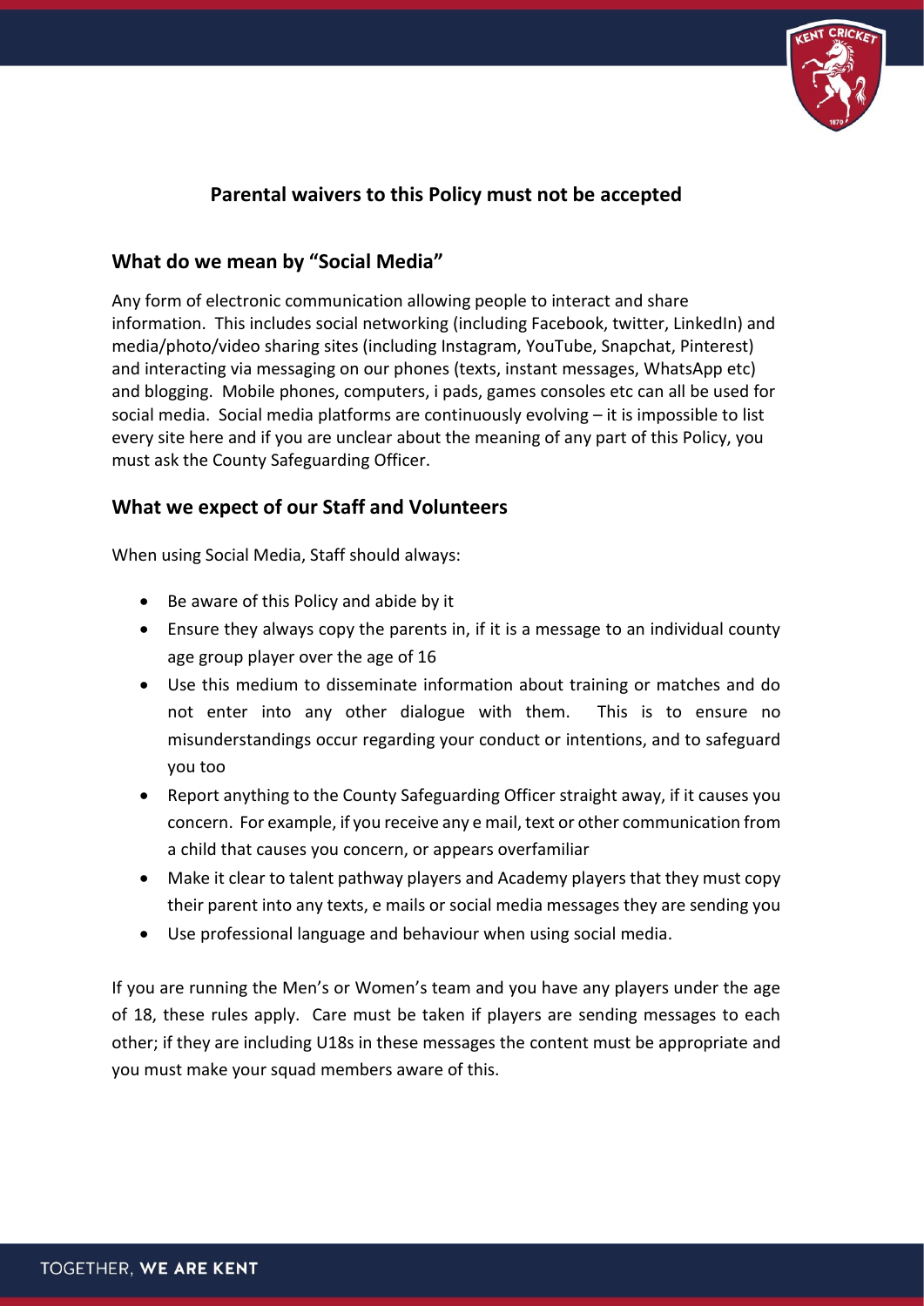**Parental waivers to this Policy must not be accepted**

## What do we mean by "Social Media"

Any form of electronic communication allowing people to interact and share information. This includes social networking (including Facebook, twitter, LinkedIn) and media/photo/video sharing sites (including Instagram, YouTube, Snapchat, Pinterest) and interacting via messaging on our phones (texts, instant messages, WhatsApp etc) and blogging. Mobile phones, computers, i pads, games consoles etc can all be used for social media. Social media platforms are continuously evolving – it is impossible to list every site here and if you are unclear about the meaning of any part of this Policy, you must ask the County Safeguarding Officer.

## What we expect of our Staff and Volunteers

When using Social Media, Staff should always:

- Be aware of this Policy and abide by it
- Ensure they always copy the parents in, if it is a message to an individual county age group player over the age of 16
- Use this medium to disseminate information about training or matches and do not enter into any other dialogue with them. This is to ensure no misunderstandings occur regarding your conduct or intentions, and to safeguard you too
- Report anything to the County Safeguarding Officer straight away, if it causes you concern. For example, if you receive any e mail, text or other communication from a child that causes you concern, or appears overfamiliar
- Make it clear to talent pathway players and Academy players that they must copy their parent into any texts, e mails or social media messages they are sending you
- Use professional language and behaviour when using social media.

If you are running the Men's or Women's team and you have any players under the age of 18, these rules apply. Care must be taken if players are sending messages to each other; if they are including U18s in these messages the content must be appropriate and you must make your squad members aware of this.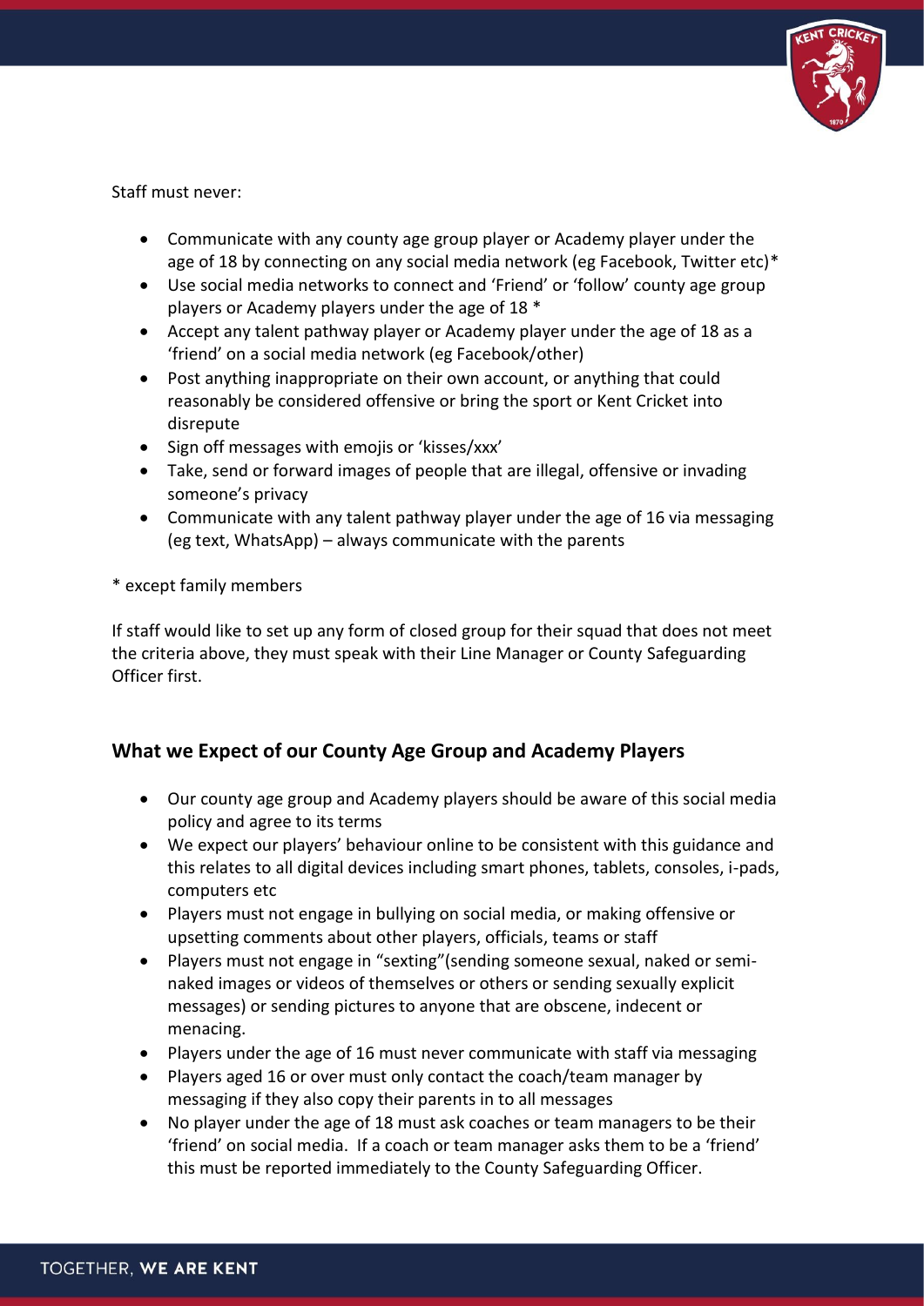Staff must never:

- Communicate with any county age group player or Academy player under the age of 18 by connecting on any social media network (eg Facebook, Twitter etc)*
- Use social media networks to connect and 'Friend' or 'follow' county age group players or Academy players under the age of 18 *
- Accept any talent pathway player or Academy player under the age of 18 as a 'friend' on a social media network (eg Facebook/other)
- Post anything inappropriate on their own account, or anything that could reasonably be considered offensive or bring the sport or Kent Cricket into disrepute
- Sign off messages with emojis or 'kisses/xxx'
- Take, send or forward images of people that are illegal, offensive or invading someone's privacy
- Communicate with any talent pathway player under the age of 16 via messaging (eg text, WhatsApp) – always communicate with the parents

* except family members

If staff would like to set up any form of closed group for their squad that does not meet the criteria above, they must speak with their Line Manager or County Safeguarding Officer first.

## What we Expect of our County Age Group and Academy Players

- Our county age group and Academy players should be aware of this social media policy and agree to its terms
- We expect our players' behaviour online to be consistent with this guidance and this relates to all digital devices including smart phones, tablets, consoles, i-pads, computers etc
- Players must not engage in bullying on social media, or making offensive or upsetting comments about other players, officials, teams or staff
- Players must not engage in "sexting"(sending someone sexual, naked or semi-naked images or videos of themselves or others or sending sexually explicit messages) or sending pictures to anyone that are obscene, indecent or menacing.
- Players under the age of 16 must never communicate with staff via messaging
- Players aged 16 or over must only contact the coach/team manager by messaging if they also copy their parents in to all messages
- No player under the age of 18 must ask coaches or team managers to be their 'friend' on social media. If a coach or team manager asks them to be a 'friend' this must be reported immediately to the County Safeguarding Officer.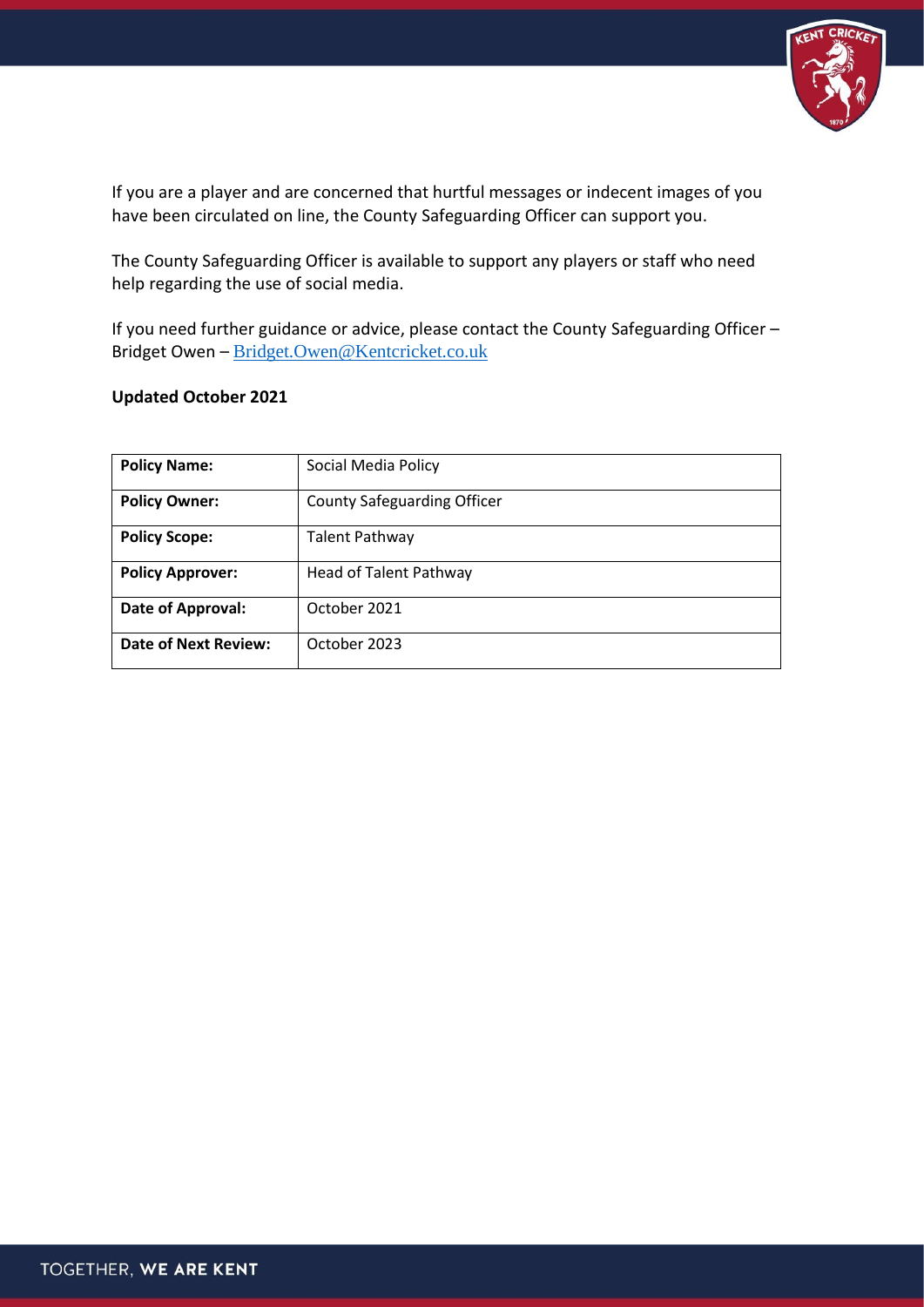If you are a player and are concerned that hurtful messages or indecent images of you have been circulated on line, the County Safeguarding Officer can support you.

The County Safeguarding Officer is available to support any players or staff who need help regarding the use of social media.

If you need further guidance or advice, please contact the County Safeguarding Officer – Bridget Owen – Bridget.Owen@Kentcricket.co.uk

**Updated October 2021**

| | |
|---|---|
| **Policy Name:** | Social Media Policy |
| **Policy Owner:** | County Safeguarding Officer |
| **Policy Scope:** | Talent Pathway |
| **Policy Approver:** | Head of Talent Pathway |
| **Date of Approval:** | October 2021 |
| **Date of Next Review:** | October 2023 |